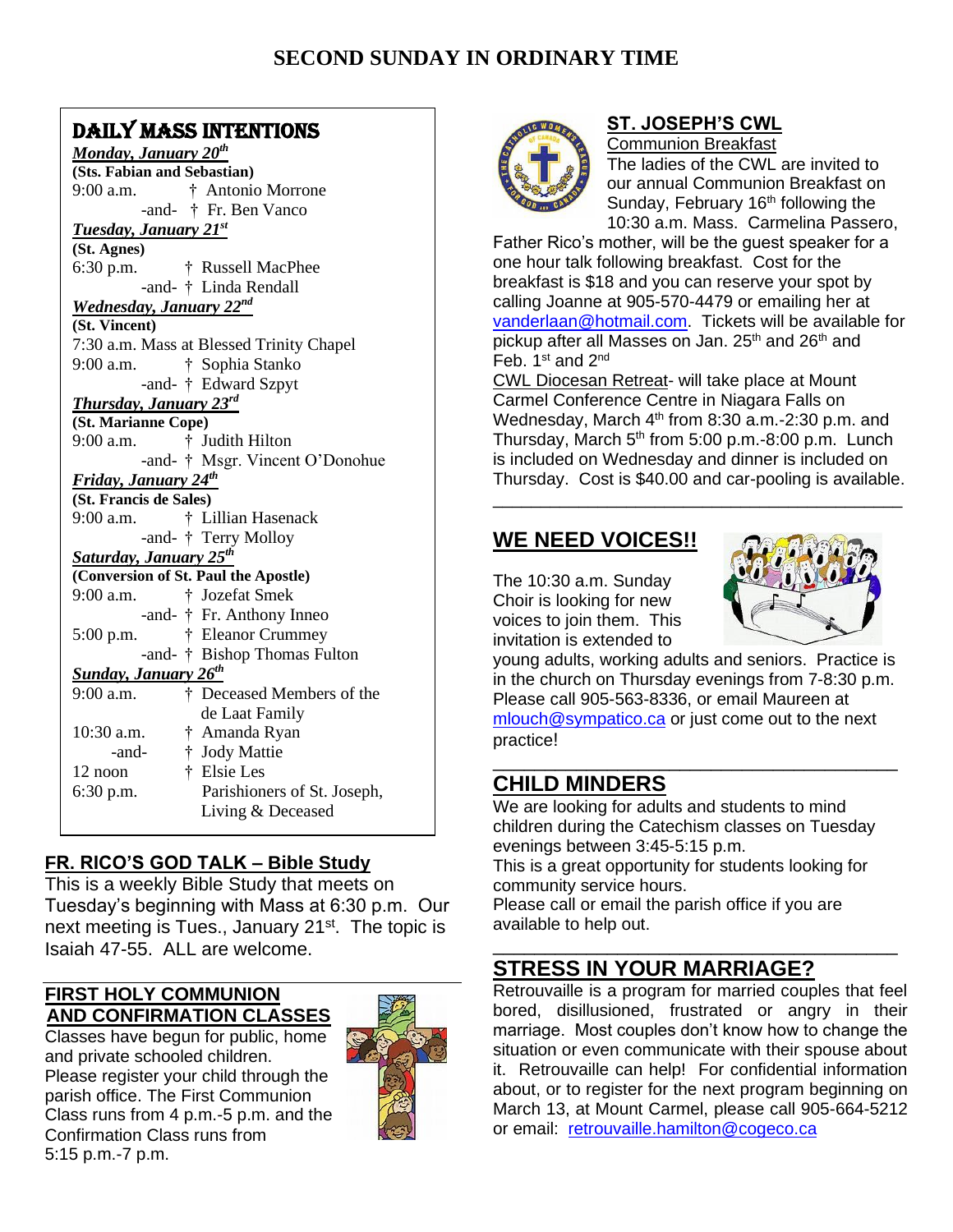# SECOND SUNDAY IN ORDINARY TIME

## DAILY MASS INTENTIONS

***Monday, January 20th***
**(Sts. Fabian and Sebastian)**
9:00 a.m. † Antonio Morrone
-and- † Fr. Ben Vanco

***Tuesday, January 21st***
**(St. Agnes)**
6:30 p.m. † Russell MacPhee
-and- † Linda Rendall

***Wednesday, January 22nd***
**(St. Vincent)**
7:30 a.m. Mass at Blessed Trinity Chapel
9:00 a.m. † Sophia Stanko
-and- † Edward Szpyt

***Thursday, January 23rd***
**(St. Marianne Cope)**
9:00 a.m. † Judith Hilton
-and- † Msgr. Vincent O'Donohue

***Friday, January 24th***
**(St. Francis de Sales)**
9:00 a.m. † Lillian Hasenack
-and- † Terry Molloy

***Saturday, January 25th***
**(Conversion of St. Paul the Apostle)**
9:00 a.m. † Jozefat Smek
-and- † Fr. Anthony Inneo
5:00 p.m. † Eleanor Crummey
-and- † Bishop Thomas Fulton

***Sunday, January 26th***
9:00 a.m. † Deceased Members of the de Laat Family
10:30 a.m. † Amanda Ryan
-and- † Jody Mattie
12 noon † Elsie Les
6:30 p.m. Parishioners of St. Joseph, Living & Deceased

## FR. RICO'S GOD TALK – Bible Study

This is a weekly Bible Study that meets on Tuesday's beginning with Mass at 6:30 p.m. Our next meeting is Tues., January 21st. The topic is Isaiah 47-55. ALL are welcome.

## FIRST HOLY COMMUNION AND CONFIRMATION CLASSES

Classes have begun for public, home and private schooled children. Please register your child through the parish office. The First Communion Class runs from 4 p.m.-5 p.m. and the Confirmation Class runs from 5:15 p.m.-7 p.m.

## ST. JOSEPH'S CWL

Communion Breakfast

The ladies of the CWL are invited to our annual Communion Breakfast on Sunday, February 16th following the 10:30 a.m. Mass. Carmelina Passero, Father Rico's mother, will be the guest speaker for a one hour talk following breakfast. Cost for the breakfast is $18 and you can reserve your spot by calling Joanne at 905-570-4479 or emailing her at vanderlaan@hotmail.com. Tickets will be available for pickup after all Masses on Jan. 25th and 26th and Feb. 1st and 2nd

CWL Diocesan Retreat- will take place at Mount Carmel Conference Centre in Niagara Falls on Wednesday, March 4th from 8:30 a.m.-2:30 p.m. and Thursday, March 5th from 5:00 p.m.-8:00 p.m. Lunch is included on Wednesday and dinner is included on Thursday. Cost is $40.00 and car-pooling is available.

## WE NEED VOICES!!

The 10:30 a.m. Sunday Choir is looking for new voices to join them. This invitation is extended to young adults, working adults and seniors. Practice is in the church on Thursday evenings from 7-8:30 p.m. Please call 905-563-8336, or email Maureen at mlouch@sympatico.ca or just come out to the next practice!

## CHILD MINDERS

We are looking for adults and students to mind children during the Catechism classes on Tuesday evenings between 3:45-5:15 p.m.

This is a great opportunity for students looking for community service hours.

Please call or email the parish office if you are available to help out.

## STRESS IN YOUR MARRIAGE?

Retrouvaille is a program for married couples that feel bored, disillusioned, frustrated or angry in their marriage. Most couples don't know how to change the situation or even communicate with their spouse about it. Retrouvaille can help! For confidential information about, or to register for the next program beginning on March 13, at Mount Carmel, please call 905-664-5212 or email: retrouvaille.hamilton@cogeco.ca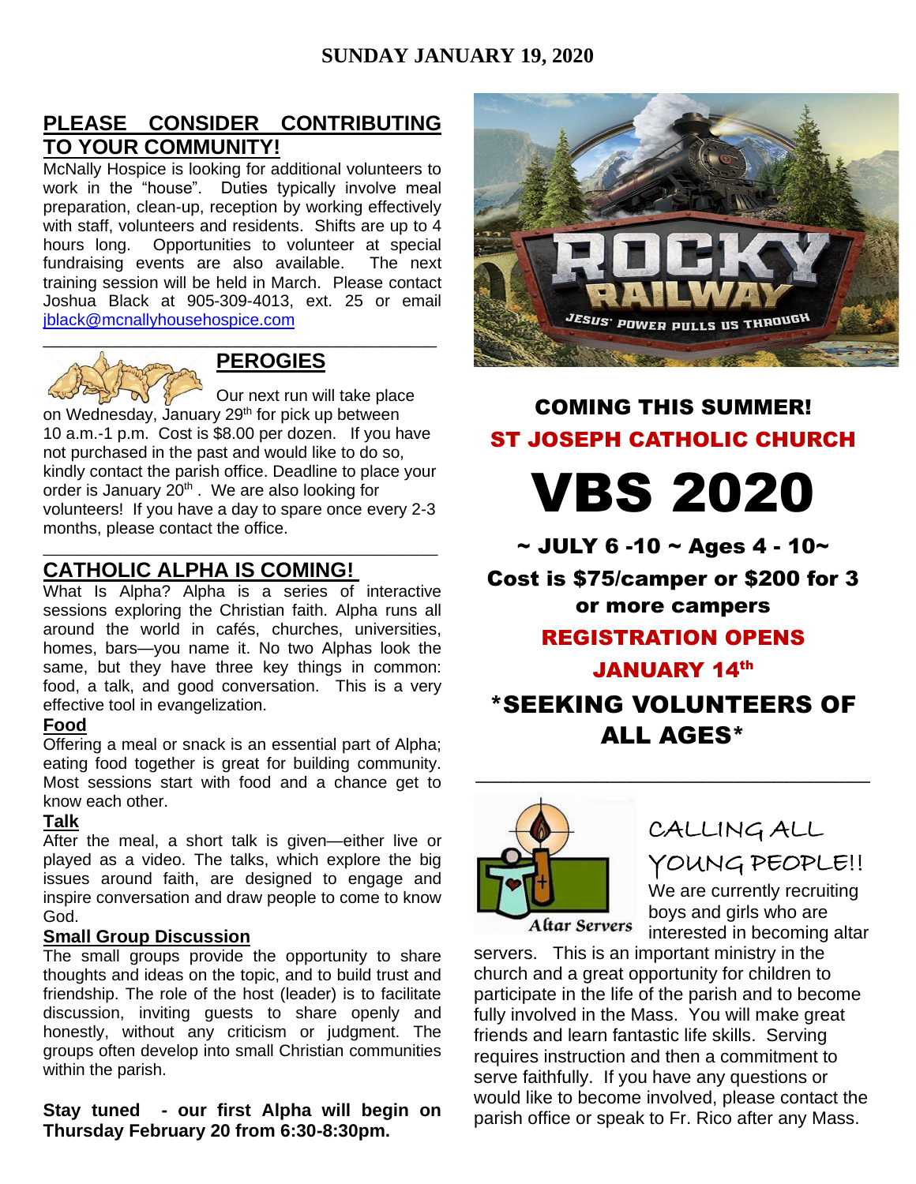**SUNDAY JANUARY 19, 2020**

## PLEASE CONSIDER CONTRIBUTING TO YOUR COMMUNITY!

McNally Hospice is looking for additional volunteers to work in the "house". Duties typically involve meal preparation, clean-up, reception by working effectively with staff, volunteers and residents. Shifts are up to 4 hours long. Opportunities to volunteer at special fundraising events are also available. The next training session will be held in March. Please contact Joshua Black at 905-309-4013, ext. 25 or email jblack@mcnallyhousehospice.com

---

## PEROGIES

Our next run will take place on Wednesday, January 29th for pick up between 10 a.m.-1 p.m. Cost is $8.00 per dozen. If you have not purchased in the past and would like to do so, kindly contact the parish office. Deadline to place your order is January 20th . We are also looking for volunteers! If you have a day to spare once every 2-3 months, please contact the office.

---

## CATHOLIC ALPHA IS COMING!

What Is Alpha? Alpha is a series of interactive sessions exploring the Christian faith. Alpha runs all around the world in cafés, churches, universities, homes, bars—you name it. No two Alphas look the same, but they have three key things in common: food, a talk, and good conversation. This is a very effective tool in evangelization.

### Food

Offering a meal or snack is an essential part of Alpha; eating food together is great for building community. Most sessions start with food and a chance get to know each other.

### Talk

After the meal, a short talk is given—either live or played as a video. The talks, which explore the big issues around faith, are designed to engage and inspire conversation and draw people to come to know God.

### Small Group Discussion

The small groups provide the opportunity to share thoughts and ideas on the topic, and to build trust and friendship. The role of the host (leader) is to facilitate discussion, inviting guests to share openly and honestly, without any criticism or judgment. The groups often develop into small Christian communities within the parish.

**Stay tuned - our first Alpha will begin on Thursday February 20 from 6:30-8:30pm.**

---

ROCKY RAILWAY
JESUS' POWER PULLS US THROUGH

**COMING THIS SUMMER!**

**ST JOSEPH CATHOLIC CHURCH**

# VBS 2020

**~ JULY 6 -10 ~ Ages 4 - 10~**

**Cost is $75/camper or $200 for 3 or more campers**

**REGISTRATION OPENS JANUARY 14th**

**\*SEEKING VOLUNTEERS OF ALL AGES\***

---

Altar Servers

## CALLING ALL YOUNG PEOPLE!!

We are currently recruiting boys and girls who are interested in becoming altar servers. This is an important ministry in the church and a great opportunity for children to participate in the life of the parish and to become fully involved in the Mass. You will make great friends and learn fantastic life skills. Serving requires instruction and then a commitment to serve faithfully. If you have any questions or would like to become involved, please contact the parish office or speak to Fr. Rico after any Mass.